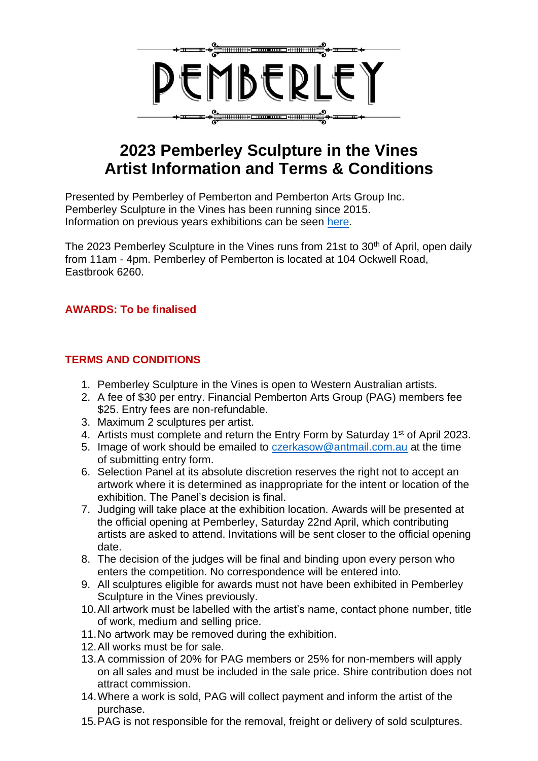# PEMBERLEY

# 2023 Pemberley Sculpture in the Vines
# Artist Information and Terms & Conditions

Presented by Pemberley of Pemberton and Pemberton Arts Group Inc.
Pemberley Sculpture in the Vines has been running since 2015.
Information on previous years exhibitions can be seen here.

The 2023 Pemberley Sculpture in the Vines runs from 21st to 30th of April, open daily from 11am - 4pm. Pemberley of Pemberton is located at 104 Ockwell Road, Eastbrook 6260.

**AWARDS: To be finalised**

**TERMS AND CONDITIONS**

1. Pemberley Sculpture in the Vines is open to Western Australian artists.
2. A fee of $30 per entry. Financial Pemberton Arts Group (PAG) members fee $25. Entry fees are non-refundable.
3. Maximum 2 sculptures per artist.
4. Artists must complete and return the Entry Form by Saturday 1st of April 2023.
5. Image of work should be emailed to czerkasow@antmail.com.au at the time of submitting entry form.
6. Selection Panel at its absolute discretion reserves the right not to accept an artwork where it is determined as inappropriate for the intent or location of the exhibition. The Panel's decision is final.
7. Judging will take place at the exhibition location. Awards will be presented at the official opening at Pemberley, Saturday 22nd April, which contributing artists are asked to attend. Invitations will be sent closer to the official opening date.
8. The decision of the judges will be final and binding upon every person who enters the competition. No correspondence will be entered into.
9. All sculptures eligible for awards must not have been exhibited in Pemberley Sculpture in the Vines previously.
10. All artwork must be labelled with the artist's name, contact phone number, title of work, medium and selling price.
11. No artwork may be removed during the exhibition.
12. All works must be for sale.
13. A commission of 20% for PAG members or 25% for non-members will apply on all sales and must be included in the sale price. Shire contribution does not attract commission.
14. Where a work is sold, PAG will collect payment and inform the artist of the purchase.
15. PAG is not responsible for the removal, freight or delivery of sold sculptures.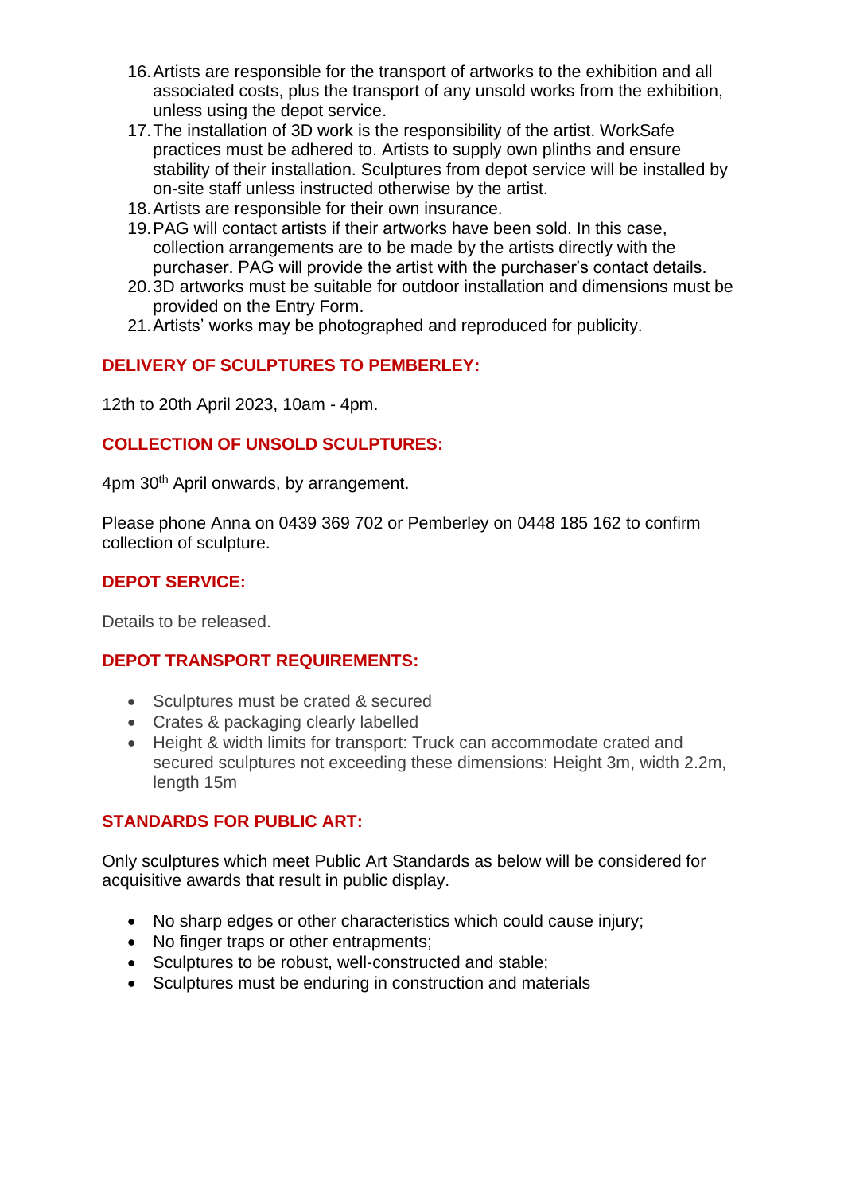16. Artists are responsible for the transport of artworks to the exhibition and all associated costs, plus the transport of any unsold works from the exhibition, unless using the depot service.
17. The installation of 3D work is the responsibility of the artist. WorkSafe practices must be adhered to. Artists to supply own plinths and ensure stability of their installation. Sculptures from depot service will be installed by on-site staff unless instructed otherwise by the artist.
18. Artists are responsible for their own insurance.
19. PAG will contact artists if their artworks have been sold. In this case, collection arrangements are to be made by the artists directly with the purchaser. PAG will provide the artist with the purchaser's contact details.
20. 3D artworks must be suitable for outdoor installation and dimensions must be provided on the Entry Form.
21. Artists' works may be photographed and reproduced for publicity.

## DELIVERY OF SCULPTURES TO PEMBERLEY:

12th to 20th April 2023, 10am - 4pm.

## COLLECTION OF UNSOLD SCULPTURES:

4pm 30th April onwards, by arrangement.

Please phone Anna on 0439 369 702 or Pemberley on 0448 185 162 to confirm collection of sculpture.

## DEPOT SERVICE:

Details to be released.

## DEPOT TRANSPORT REQUIREMENTS:

- Sculptures must be crated & secured
- Crates & packaging clearly labelled
- Height & width limits for transport: Truck can accommodate crated and secured sculptures not exceeding these dimensions: Height 3m, width 2.2m, length 15m

## STANDARDS FOR PUBLIC ART:

Only sculptures which meet Public Art Standards as below will be considered for acquisitive awards that result in public display.

- No sharp edges or other characteristics which could cause injury;
- No finger traps or other entrapments;
- Sculptures to be robust, well-constructed and stable;
- Sculptures must be enduring in construction and materials